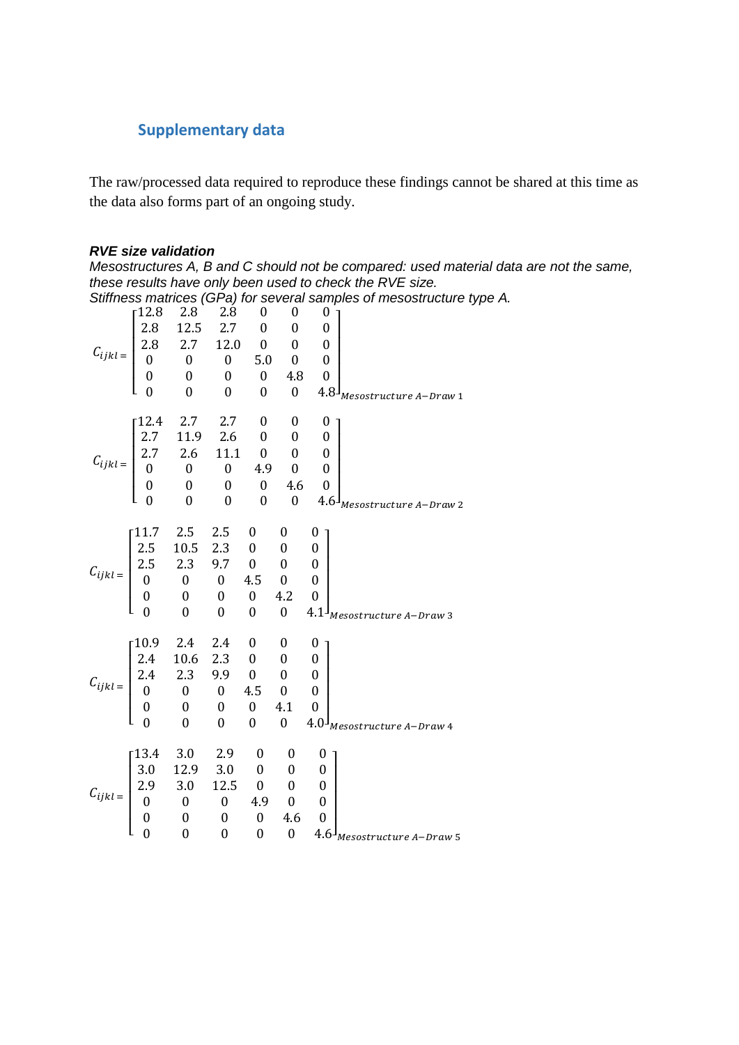## Supplementary data

The raw/processed data required to reproduce these findings cannot be shared at this time as the data also forms part of an ongoing study.

***RVE size validation***

*Mesostructures A, B and C should not be compared: used material data are not the same, these results have only been used to check the RVE size.*

*Stiffness matrices (GPa) for several samples of mesostructure type A.*

$$C_{ijkl} = \begin{bmatrix} 12.8 & 2.8 & 2.8 & 0 & 0 & 0 \\ 2.8 & 12.5 & 2.7 & 0 & 0 & 0 \\ 2.8 & 2.7 & 12.0 & 0 & 0 & 0 \\ 0 & 0 & 0 & 5.0 & 0 & 0 \\ 0 & 0 & 0 & 0 & 4.8 & 0 \\ 0 & 0 & 0 & 0 & 0 & 4.8 \end{bmatrix}_{Mesostructure\ A-Draw\ 1}$$

$$C_{ijkl} = \begin{bmatrix} 12.4 & 2.7 & 2.7 & 0 & 0 & 0 \\ 2.7 & 11.9 & 2.6 & 0 & 0 & 0 \\ 2.7 & 2.6 & 11.1 & 0 & 0 & 0 \\ 0 & 0 & 0 & 4.9 & 0 & 0 \\ 0 & 0 & 0 & 0 & 4.6 & 0 \\ 0 & 0 & 0 & 0 & 0 & 4.6 \end{bmatrix}_{Mesostructure\ A-Draw\ 2}$$

$$C_{ijkl} = \begin{bmatrix} 11.7 & 2.5 & 2.5 & 0 & 0 & 0 \\ 2.5 & 10.5 & 2.3 & 0 & 0 & 0 \\ 2.5 & 2.3 & 9.7 & 0 & 0 & 0 \\ 0 & 0 & 0 & 4.5 & 0 & 0 \\ 0 & 0 & 0 & 0 & 4.2 & 0 \\ 0 & 0 & 0 & 0 & 0 & 4.1 \end{bmatrix}_{Mesostructure\ A-Draw\ 3}$$

$$C_{ijkl} = \begin{bmatrix} 10.9 & 2.4 & 2.4 & 0 & 0 & 0 \\ 2.4 & 10.6 & 2.3 & 0 & 0 & 0 \\ 2.4 & 2.3 & 9.9 & 0 & 0 & 0 \\ 0 & 0 & 0 & 4.5 & 0 & 0 \\ 0 & 0 & 0 & 0 & 4.1 & 0 \\ 0 & 0 & 0 & 0 & 0 & 4.0 \end{bmatrix}_{Mesostructure\ A-Draw\ 4}$$

$$C_{ijkl} = \begin{bmatrix} 13.4 & 3.0 & 2.9 & 0 & 0 & 0 \\ 3.0 & 12.9 & 3.0 & 0 & 0 & 0 \\ 2.9 & 3.0 & 12.5 & 0 & 0 & 0 \\ 0 & 0 & 0 & 4.9 & 0 & 0 \\ 0 & 0 & 0 & 0 & 4.6 & 0 \\ 0 & 0 & 0 & 0 & 0 & 4.6 \end{bmatrix}_{Mesostructure\ A-Draw\ 5}$$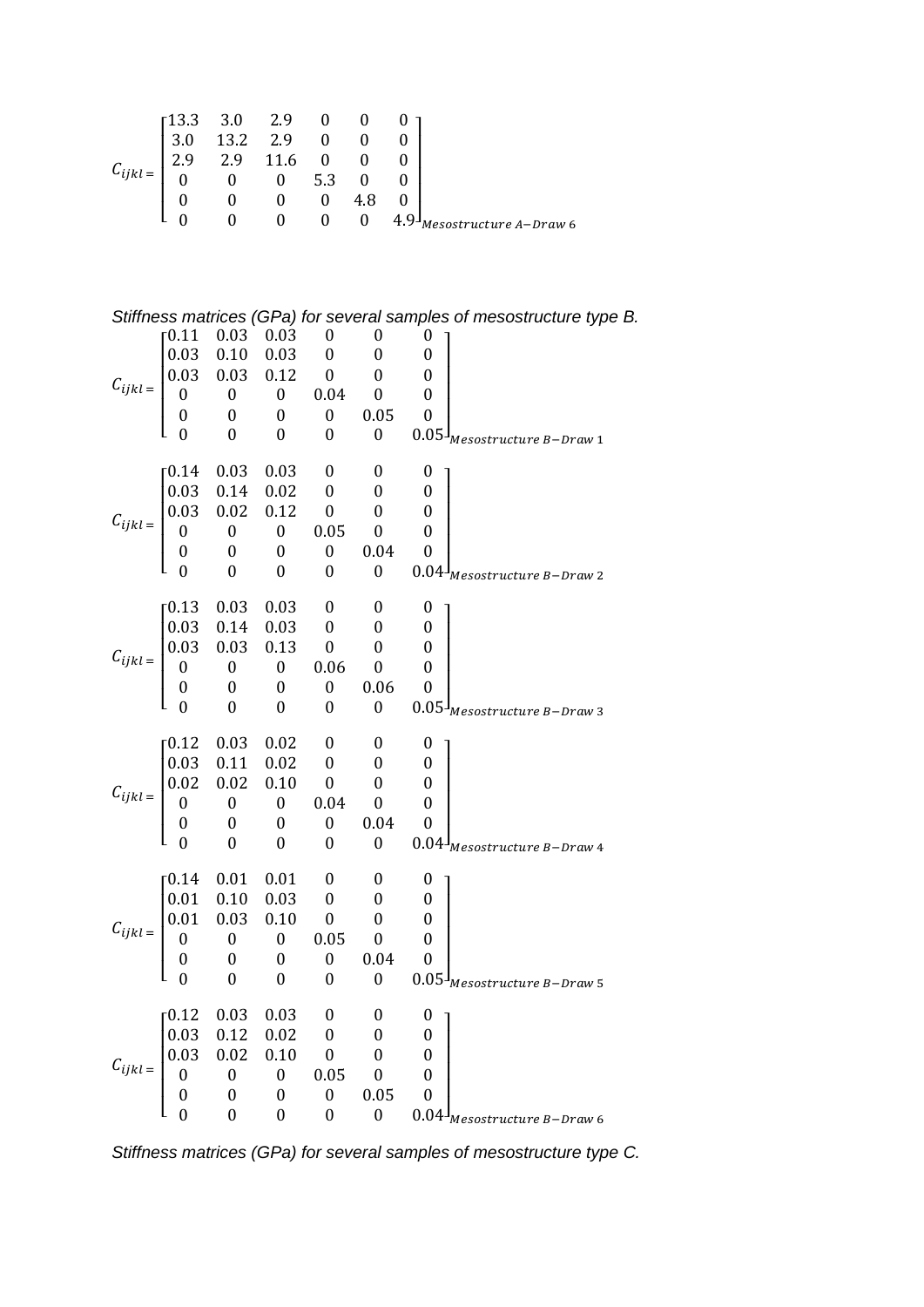$$C_{ijkl} = \begin{bmatrix} 13.3 & 3.0 & 2.9 & 0 & 0 & 0 \\ 3.0 & 13.2 & 2.9 & 0 & 0 & 0 \\ 2.9 & 2.9 & 11.6 & 0 & 0 & 0 \\ 0 & 0 & 0 & 5.3 & 0 & 0 \\ 0 & 0 & 0 & 0 & 4.8 & 0 \\ 0 & 0 & 0 & 0 & 0 & 4.9 \end{bmatrix}_{Mesostructure\ A-Draw\ 6}$$

*Stiffness matrices (GPa) for several samples of mesostructure type B.*

$$C_{ijkl} = \begin{bmatrix} 0.11 & 0.03 & 0.03 & 0 & 0 & 0 \\ 0.03 & 0.10 & 0.03 & 0 & 0 & 0 \\ 0.03 & 0.03 & 0.12 & 0 & 0 & 0 \\ 0 & 0 & 0 & 0.04 & 0 & 0 \\ 0 & 0 & 0 & 0 & 0.05 & 0 \\ 0 & 0 & 0 & 0 & 0 & 0.05 \end{bmatrix}_{Mesostructure\ B-Draw\ 1}$$

$$C_{ijkl} = \begin{bmatrix} 0.14 & 0.03 & 0.03 & 0 & 0 & 0 \\ 0.03 & 0.14 & 0.02 & 0 & 0 & 0 \\ 0.03 & 0.02 & 0.12 & 0 & 0 & 0 \\ 0 & 0 & 0 & 0.05 & 0 & 0 \\ 0 & 0 & 0 & 0 & 0.04 & 0 \\ 0 & 0 & 0 & 0 & 0 & 0.04 \end{bmatrix}_{Mesostructure\ B-Draw\ 2}$$

$$C_{ijkl} = \begin{bmatrix} 0.13 & 0.03 & 0.03 & 0 & 0 & 0 \\ 0.03 & 0.14 & 0.03 & 0 & 0 & 0 \\ 0.03 & 0.03 & 0.13 & 0 & 0 & 0 \\ 0 & 0 & 0 & 0.06 & 0 & 0 \\ 0 & 0 & 0 & 0 & 0.06 & 0 \\ 0 & 0 & 0 & 0 & 0 & 0.05 \end{bmatrix}_{Mesostructure\ B-Draw\ 3}$$

$$C_{ijkl} = \begin{bmatrix} 0.12 & 0.03 & 0.02 & 0 & 0 & 0 \\ 0.03 & 0.11 & 0.02 & 0 & 0 & 0 \\ 0.02 & 0.02 & 0.10 & 0 & 0 & 0 \\ 0 & 0 & 0 & 0.04 & 0 & 0 \\ 0 & 0 & 0 & 0 & 0.04 & 0 \\ 0 & 0 & 0 & 0 & 0 & 0.04 \end{bmatrix}_{Mesostructure\ B-Draw\ 4}$$

$$C_{ijkl} = \begin{bmatrix} 0.14 & 0.01 & 0.01 & 0 & 0 & 0 \\ 0.01 & 0.10 & 0.03 & 0 & 0 & 0 \\ 0.01 & 0.03 & 0.10 & 0 & 0 & 0 \\ 0 & 0 & 0 & 0.05 & 0 & 0 \\ 0 & 0 & 0 & 0 & 0.04 & 0 \\ 0 & 0 & 0 & 0 & 0 & 0.05 \end{bmatrix}_{Mesostructure\ B-Draw\ 5}$$

$$C_{ijkl} = \begin{bmatrix} 0.12 & 0.03 & 0.03 & 0 & 0 & 0 \\ 0.03 & 0.12 & 0.02 & 0 & 0 & 0 \\ 0.03 & 0.02 & 0.10 & 0 & 0 & 0 \\ 0 & 0 & 0 & 0.05 & 0 & 0 \\ 0 & 0 & 0 & 0 & 0.05 & 0 \\ 0 & 0 & 0 & 0 & 0 & 0.04 \end{bmatrix}_{Mesostructure\ B-Draw\ 6}$$

*Stiffness matrices (GPa) for several samples of mesostructure type C.*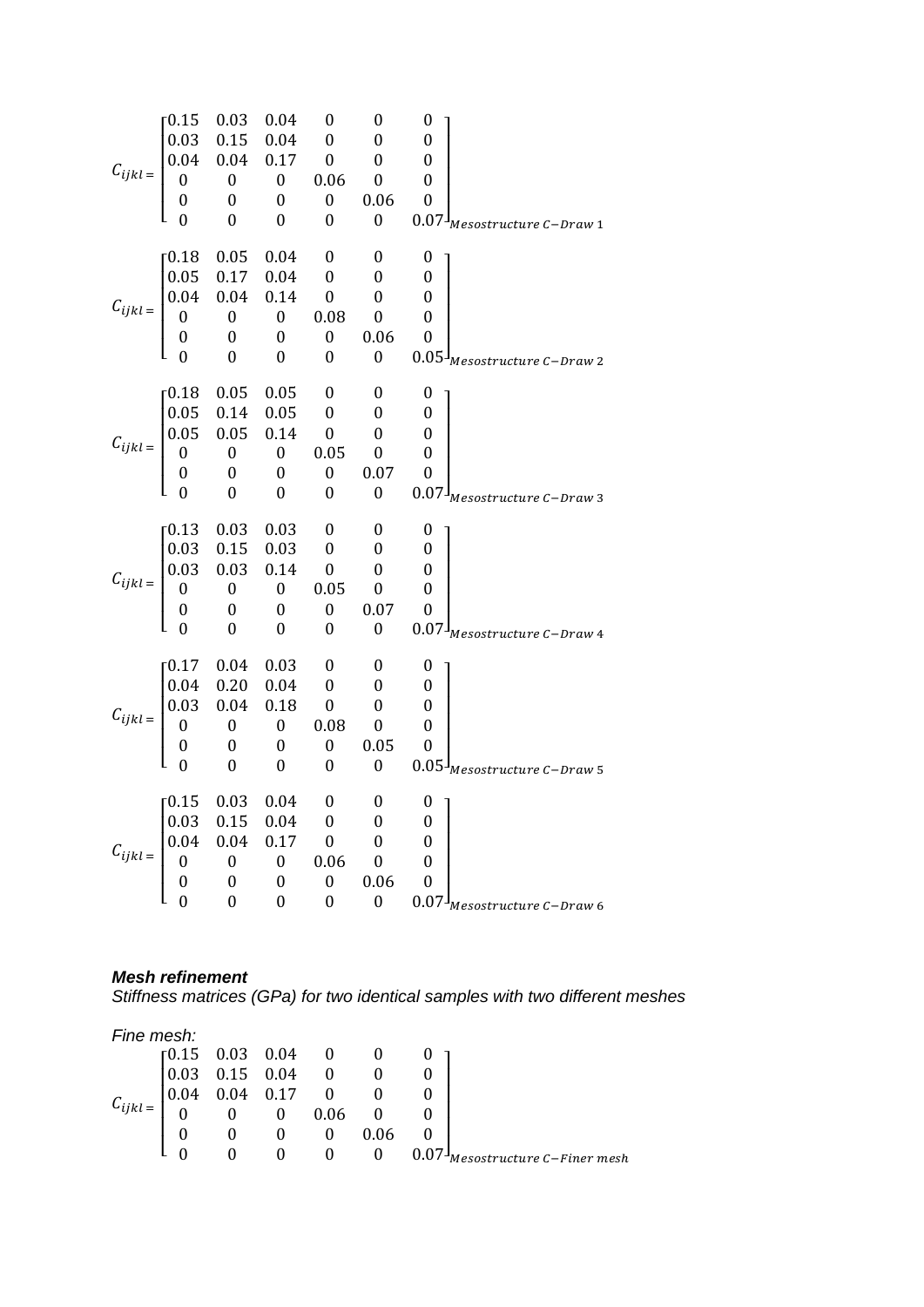$$C_{ijkl} = \begin{bmatrix} 0.15 & 0.03 & 0.04 & 0 & 0 & 0 \\ 0.03 & 0.15 & 0.04 & 0 & 0 & 0 \\ 0.04 & 0.04 & 0.17 & 0 & 0 & 0 \\ 0 & 0 & 0 & 0.06 & 0 & 0 \\ 0 & 0 & 0 & 0 & 0.06 & 0 \\ 0 & 0 & 0 & 0 & 0 & 0.07 \end{bmatrix}_{Mesostructure\ C-Draw\ 1}$$

$$C_{ijkl} = \begin{bmatrix} 0.18 & 0.05 & 0.04 & 0 & 0 & 0 \\ 0.05 & 0.17 & 0.04 & 0 & 0 & 0 \\ 0.04 & 0.04 & 0.14 & 0 & 0 & 0 \\ 0 & 0 & 0 & 0.08 & 0 & 0 \\ 0 & 0 & 0 & 0 & 0.06 & 0 \\ 0 & 0 & 0 & 0 & 0 & 0.05 \end{bmatrix}_{Mesostructure\ C-Draw\ 2}$$

$$C_{ijkl} = \begin{bmatrix} 0.18 & 0.05 & 0.05 & 0 & 0 & 0 \\ 0.05 & 0.14 & 0.05 & 0 & 0 & 0 \\ 0.05 & 0.05 & 0.14 & 0 & 0 & 0 \\ 0 & 0 & 0 & 0.05 & 0 & 0 \\ 0 & 0 & 0 & 0 & 0.07 & 0 \\ 0 & 0 & 0 & 0 & 0 & 0.07 \end{bmatrix}_{Mesostructure\ C-Draw\ 3}$$

$$C_{ijkl} = \begin{bmatrix} 0.13 & 0.03 & 0.03 & 0 & 0 & 0 \\ 0.03 & 0.15 & 0.03 & 0 & 0 & 0 \\ 0.03 & 0.03 & 0.14 & 0 & 0 & 0 \\ 0 & 0 & 0 & 0.05 & 0 & 0 \\ 0 & 0 & 0 & 0 & 0.07 & 0 \\ 0 & 0 & 0 & 0 & 0 & 0.07 \end{bmatrix}_{Mesostructure\ C-Draw\ 4}$$

$$C_{ijkl} = \begin{bmatrix} 0.17 & 0.04 & 0.03 & 0 & 0 & 0 \\ 0.04 & 0.20 & 0.04 & 0 & 0 & 0 \\ 0.03 & 0.04 & 0.18 & 0 & 0 & 0 \\ 0 & 0 & 0 & 0.08 & 0 & 0 \\ 0 & 0 & 0 & 0 & 0.05 & 0 \\ 0 & 0 & 0 & 0 & 0 & 0.05 \end{bmatrix}_{Mesostructure\ C-Draw\ 5}$$

$$C_{ijkl} = \begin{bmatrix} 0.15 & 0.03 & 0.04 & 0 & 0 & 0 \\ 0.03 & 0.15 & 0.04 & 0 & 0 & 0 \\ 0.04 & 0.04 & 0.17 & 0 & 0 & 0 \\ 0 & 0 & 0 & 0.06 & 0 & 0 \\ 0 & 0 & 0 & 0 & 0.06 & 0 \\ 0 & 0 & 0 & 0 & 0 & 0.07 \end{bmatrix}_{Mesostructure\ C-Draw\ 6}$$

***Mesh refinement***

*Stiffness matrices (GPa) for two identical samples with two different meshes*

*Fine mesh:*

$$C_{ijkl} = \begin{bmatrix} 0.15 & 0.03 & 0.04 & 0 & 0 & 0 \\ 0.03 & 0.15 & 0.04 & 0 & 0 & 0 \\ 0.04 & 0.04 & 0.17 & 0 & 0 & 0 \\ 0 & 0 & 0 & 0.06 & 0 & 0 \\ 0 & 0 & 0 & 0 & 0.06 & 0 \\ 0 & 0 & 0 & 0 & 0 & 0.07 \end{bmatrix}_{Mesostructure\ C-Finer\ mesh}$$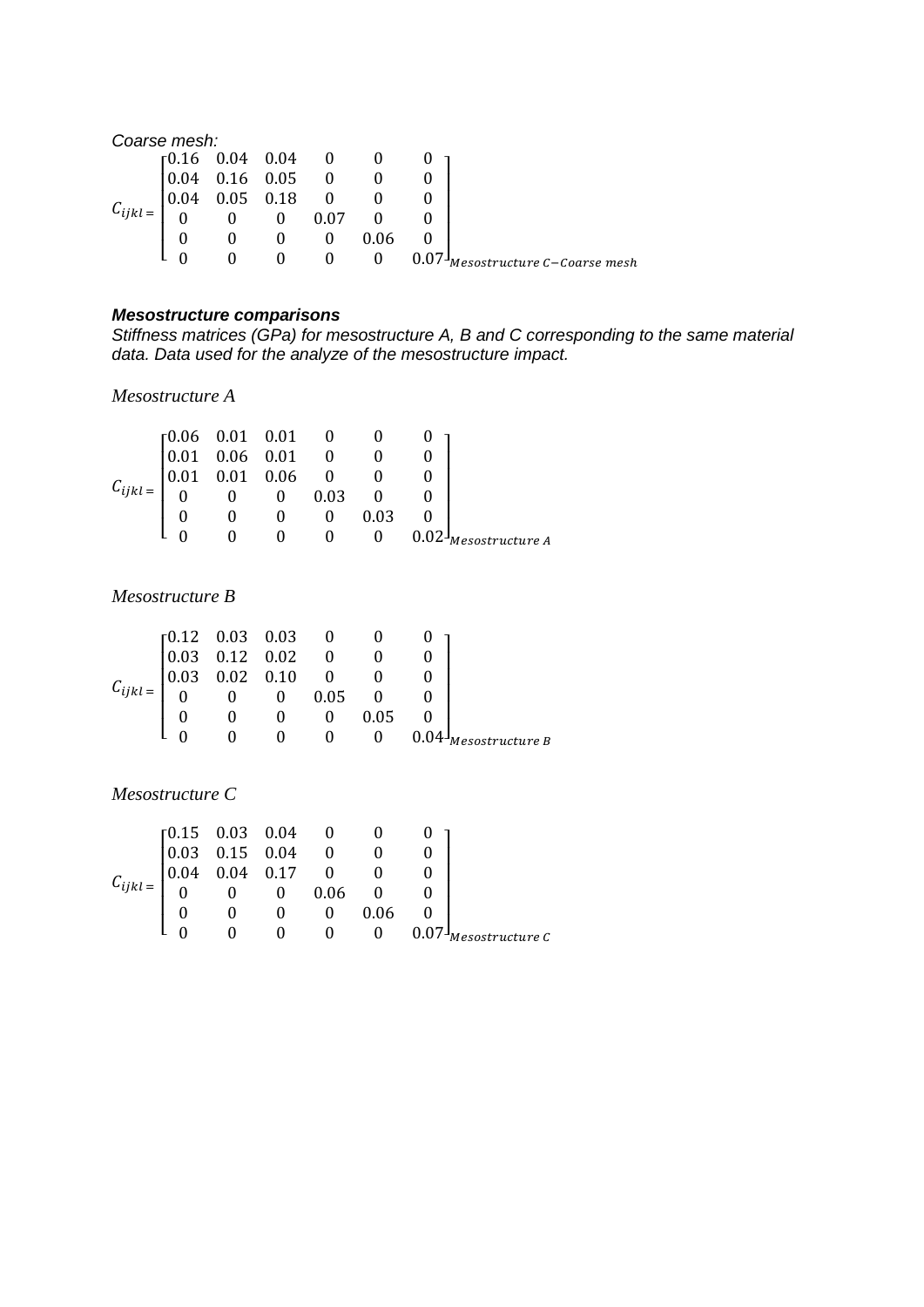*Coarse mesh:*

$$C_{ijkl} = \begin{bmatrix} 0.16 & 0.04 & 0.04 & 0 & 0 & 0 \\ 0.04 & 0.16 & 0.05 & 0 & 0 & 0 \\ 0.04 & 0.05 & 0.18 & 0 & 0 & 0 \\ 0 & 0 & 0 & 0.07 & 0 & 0 \\ 0 & 0 & 0 & 0 & 0.06 & 0 \\ 0 & 0 & 0 & 0 & 0 & 0.07 \end{bmatrix}_{Mesostructure\ C-Coarse\ mesh}$$

***Mesostructure comparisons***

*Stiffness matrices (GPa) for mesostructure A, B and C corresponding to the same material data. Data used for the analyze of the mesostructure impact.*

*Mesostructure A*

$$C_{ijkl} = \begin{bmatrix} 0.06 & 0.01 & 0.01 & 0 & 0 & 0 \\ 0.01 & 0.06 & 0.01 & 0 & 0 & 0 \\ 0.01 & 0.01 & 0.06 & 0 & 0 & 0 \\ 0 & 0 & 0 & 0.03 & 0 & 0 \\ 0 & 0 & 0 & 0 & 0.03 & 0 \\ 0 & 0 & 0 & 0 & 0 & 0.02 \end{bmatrix}_{Mesostructure\ A}$$

*Mesostructure B*

$$C_{ijkl} = \begin{bmatrix} 0.12 & 0.03 & 0.03 & 0 & 0 & 0 \\ 0.03 & 0.12 & 0.02 & 0 & 0 & 0 \\ 0.03 & 0.02 & 0.10 & 0 & 0 & 0 \\ 0 & 0 & 0 & 0.05 & 0 & 0 \\ 0 & 0 & 0 & 0 & 0.05 & 0 \\ 0 & 0 & 0 & 0 & 0 & 0.04 \end{bmatrix}_{Mesostructure\ B}$$

*Mesostructure C*

$$C_{ijkl} = \begin{bmatrix} 0.15 & 0.03 & 0.04 & 0 & 0 & 0 \\ 0.03 & 0.15 & 0.04 & 0 & 0 & 0 \\ 0.04 & 0.04 & 0.17 & 0 & 0 & 0 \\ 0 & 0 & 0 & 0.06 & 0 & 0 \\ 0 & 0 & 0 & 0 & 0.06 & 0 \\ 0 & 0 & 0 & 0 & 0 & 0.07 \end{bmatrix}_{Mesostructure\ C}$$